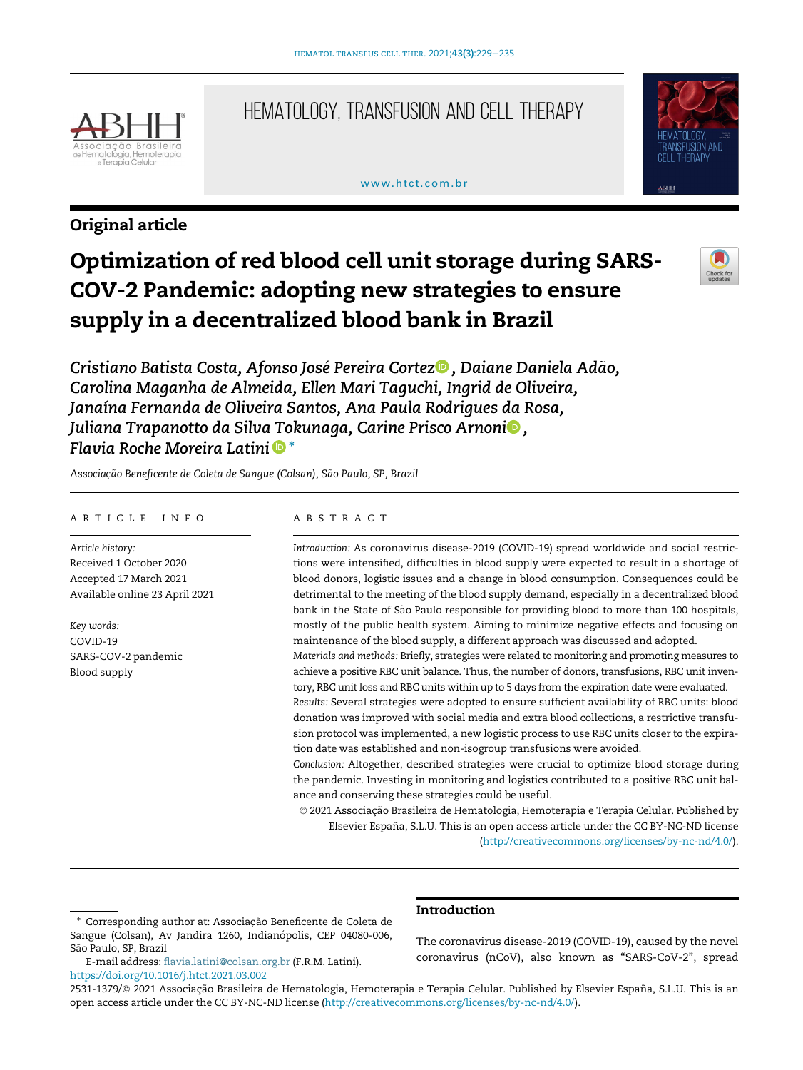Original article

# Optimization of red blood cell unit storage during SARS-COV-2 Pandemic: adopting new strategies to ensure supply in a decentralized blood bank in Brazil

*Cristiano Batista Costa, Afonso José Pereira Cortez, Daiane Daniela Adão, Carolina Maganha de Almeida, Ellen Mari Taguchi, Ingrid de Oliveira, Janaína Fernanda de Oliveira Santos, Ana Paula Rodrigues da Rosa, Juliana Trapanotto da Silva Tokunaga, Carine Prisco Arnoni, Flavia Roche Moreira Latini* *

*Associação Beneficente de Coleta de Sangue (Colsan), São Paulo, SP, Brazil*

## ARTICLE INFO

*Article history:*
Received 1 October 2020
Accepted 17 March 2021
Available online 23 April 2021

*Key words:*
COVID-19
SARS-COV-2 pandemic
Blood supply

## ABSTRACT

*Introduction:* As coronavirus disease-2019 (COVID-19) spread worldwide and social restrictions were intensified, difficulties in blood supply were expected to result in a shortage of blood donors, logistic issues and a change in blood consumption. Consequences could be detrimental to the meeting of the blood supply demand, especially in a decentralized blood bank in the State of São Paulo responsible for providing blood to more than 100 hospitals, mostly of the public health system. Aiming to minimize negative effects and focusing on maintenance of the blood supply, a different approach was discussed and adopted.

*Materials and methods:* Briefly, strategies were related to monitoring and promoting measures to achieve a positive RBC unit balance. Thus, the number of donors, transfusions, RBC unit inventory, RBC unit loss and RBC units within up to 5 days from the expiration date were evaluated.

*Results:* Several strategies were adopted to ensure sufficient availability of RBC units: blood donation was improved with social media and extra blood collections, a restrictive transfusion protocol was implemented, a new logistic process to use RBC units closer to the expiration date was established and non-isogroup transfusions were avoided.

*Conclusion:* Altogether, described strategies were crucial to optimize blood storage during the pandemic. Investing in monitoring and logistics contributed to a positive RBC unit balance and conserving these strategies could be useful.

© 2021 Associação Brasileira de Hematologia, Hemoterapia e Terapia Celular. Published by Elsevier España, S.L.U. This is an open access article under the CC BY-NC-ND license (http://creativecommons.org/licenses/by-nc-nd/4.0/).

## Introduction

The coronavirus disease-2019 (COVID-19), caused by the novel coronavirus (nCoV), also known as "SARS-CoV-2", spread

* Corresponding author at: Associação Beneficente de Coleta de Sangue (Colsan), Av Jandira 1260, Indianópolis, CEP 04080-006, São Paulo, SP, Brazil

E-mail address: flavia.latini@colsan.org.br (F.R.M. Latini).

https://doi.org/10.1016/j.htct.2021.03.002

2531-1379/© 2021 Associação Brasileira de Hematologia, Hemoterapia e Terapia Celular. Published by Elsevier España, S.L.U. This is an open access article under the CC BY-NC-ND license (http://creativecommons.org/licenses/by-nc-nd/4.0/).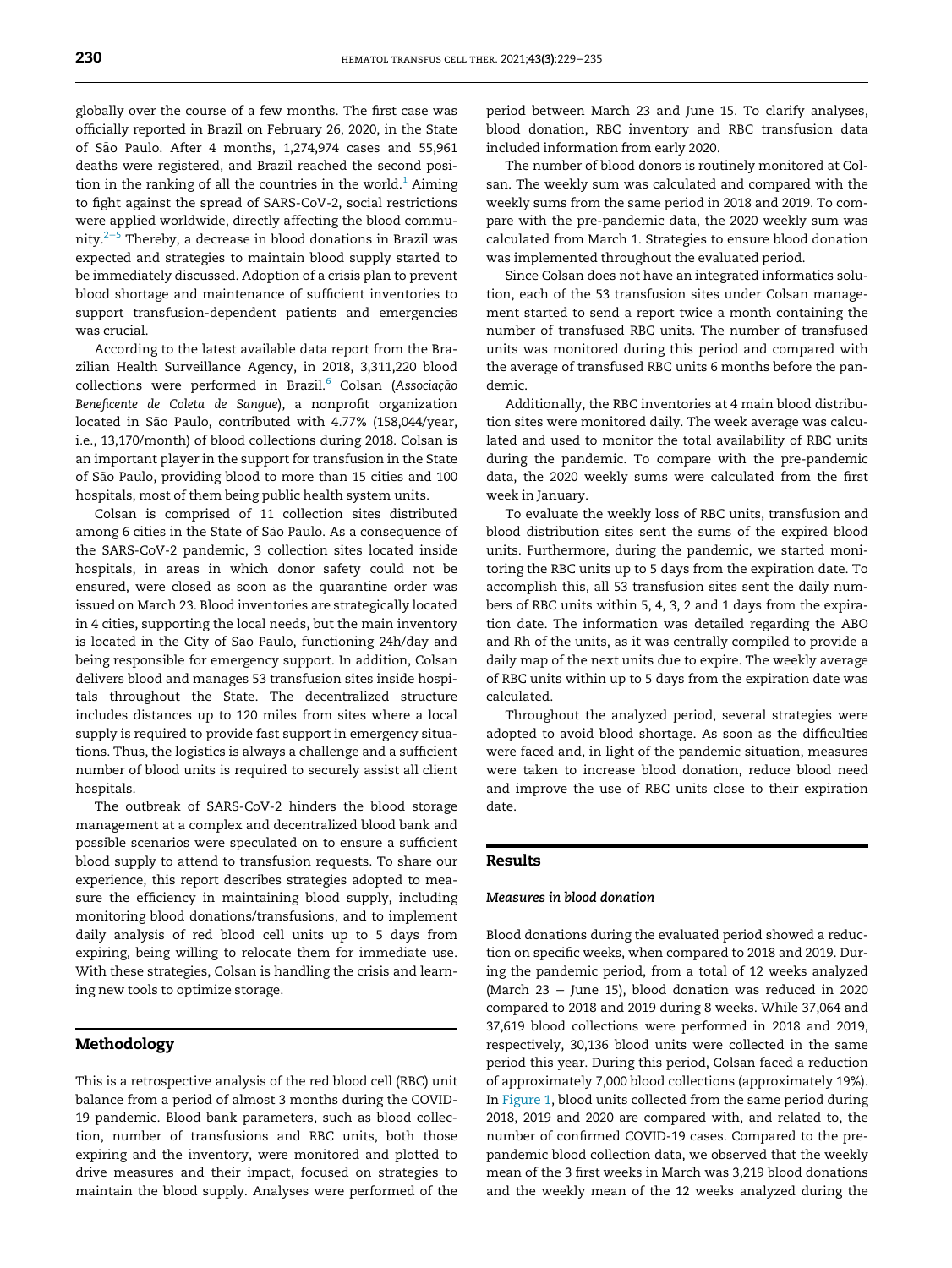globally over the course of a few months. The first case was officially reported in Brazil on February 26, 2020, in the State of São Paulo. After 4 months, 1,274,974 cases and 55,961 deaths were registered, and Brazil reached the second position in the ranking of all the countries in the world.[1] Aiming to fight against the spread of SARS-CoV-2, social restrictions were applied worldwide, directly affecting the blood community.[2–5] Thereby, a decrease in blood donations in Brazil was expected and strategies to maintain blood supply started to be immediately discussed. Adoption of a crisis plan to prevent blood shortage and maintenance of sufficient inventories to support transfusion-dependent patients and emergencies was crucial.

According to the latest available data report from the Brazilian Health Surveillance Agency, in 2018, 3,311,220 blood collections were performed in Brazil.[6] Colsan (*Associação Beneficente de Coleta de Sangue*), a nonprofit organization located in São Paulo, contributed with 4.77% (158,044/year, i.e., 13,170/month) of blood collections during 2018. Colsan is an important player in the support for transfusion in the State of São Paulo, providing blood to more than 15 cities and 100 hospitals, most of them being public health system units.

Colsan is comprised of 11 collection sites distributed among 6 cities in the State of São Paulo. As a consequence of the SARS-CoV-2 pandemic, 3 collection sites located inside hospitals, in areas in which donor safety could not be ensured, were closed as soon as the quarantine order was issued on March 23. Blood inventories are strategically located in 4 cities, supporting the local needs, but the main inventory is located in the City of São Paulo, functioning 24h/day and being responsible for emergency support. In addition, Colsan delivers blood and manages 53 transfusion sites inside hospitals throughout the State. The decentralized structure includes distances up to 120 miles from sites where a local supply is required to provide fast support in emergency situations. Thus, the logistics is always a challenge and a sufficient number of blood units is required to securely assist all client hospitals.

The outbreak of SARS-CoV-2 hinders the blood storage management at a complex and decentralized blood bank and possible scenarios were speculated on to ensure a sufficient blood supply to attend to transfusion requests. To share our experience, this report describes strategies adopted to measure the efficiency in maintaining blood supply, including monitoring blood donations/transfusions, and to implement daily analysis of red blood cell units up to 5 days from expiring, being willing to relocate them for immediate use. With these strategies, Colsan is handling the crisis and learning new tools to optimize storage.

## Methodology

This is a retrospective analysis of the red blood cell (RBC) unit balance from a period of almost 3 months during the COVID-19 pandemic. Blood bank parameters, such as blood collection, number of transfusions and RBC units, both those expiring and the inventory, were monitored and plotted to drive measures and their impact, focused on strategies to maintain the blood supply. Analyses were performed of the period between March 23 and June 15. To clarify analyses, blood donation, RBC inventory and RBC transfusion data included information from early 2020.

The number of blood donors is routinely monitored at Colsan. The weekly sum was calculated and compared with the weekly sums from the same period in 2018 and 2019. To compare with the pre-pandemic data, the 2020 weekly sum was calculated from March 1. Strategies to ensure blood donation was implemented throughout the evaluated period.

Since Colsan does not have an integrated informatics solution, each of the 53 transfusion sites under Colsan management started to send a report twice a month containing the number of transfused RBC units. The number of transfused units was monitored during this period and compared with the average of transfused RBC units 6 months before the pandemic.

Additionally, the RBC inventories at 4 main blood distribution sites were monitored daily. The week average was calculated and used to monitor the total availability of RBC units during the pandemic. To compare with the pre-pandemic data, the 2020 weekly sums were calculated from the first week in January.

To evaluate the weekly loss of RBC units, transfusion and blood distribution sites sent the sums of the expired blood units. Furthermore, during the pandemic, we started monitoring the RBC units up to 5 days from the expiration date. To accomplish this, all 53 transfusion sites sent the daily numbers of RBC units within 5, 4, 3, 2 and 1 days from the expiration date. The information was detailed regarding the ABO and Rh of the units, as it was centrally compiled to provide a daily map of the next units due to expire. The weekly average of RBC units within up to 5 days from the expiration date was calculated.

Throughout the analyzed period, several strategies were adopted to avoid blood shortage. As soon as the difficulties were faced and, in light of the pandemic situation, measures were taken to increase blood donation, reduce blood need and improve the use of RBC units close to their expiration date.

## Results

### *Measures in blood donation*

Blood donations during the evaluated period showed a reduction on specific weeks, when compared to 2018 and 2019. During the pandemic period, from a total of 12 weeks analyzed (March 23 – June 15), blood donation was reduced in 2020 compared to 2018 and 2019 during 8 weeks. While 37,064 and 37,619 blood collections were performed in 2018 and 2019, respectively, 30,136 blood units were collected in the same period this year. During this period, Colsan faced a reduction of approximately 7,000 blood collections (approximately 19%). In Figure 1, blood units collected from the same period during 2018, 2019 and 2020 are compared with, and related to, the number of confirmed COVID-19 cases. Compared to the pre-pandemic blood collection data, we observed that the weekly mean of the 3 first weeks in March was 3,219 blood donations and the weekly mean of the 12 weeks analyzed during the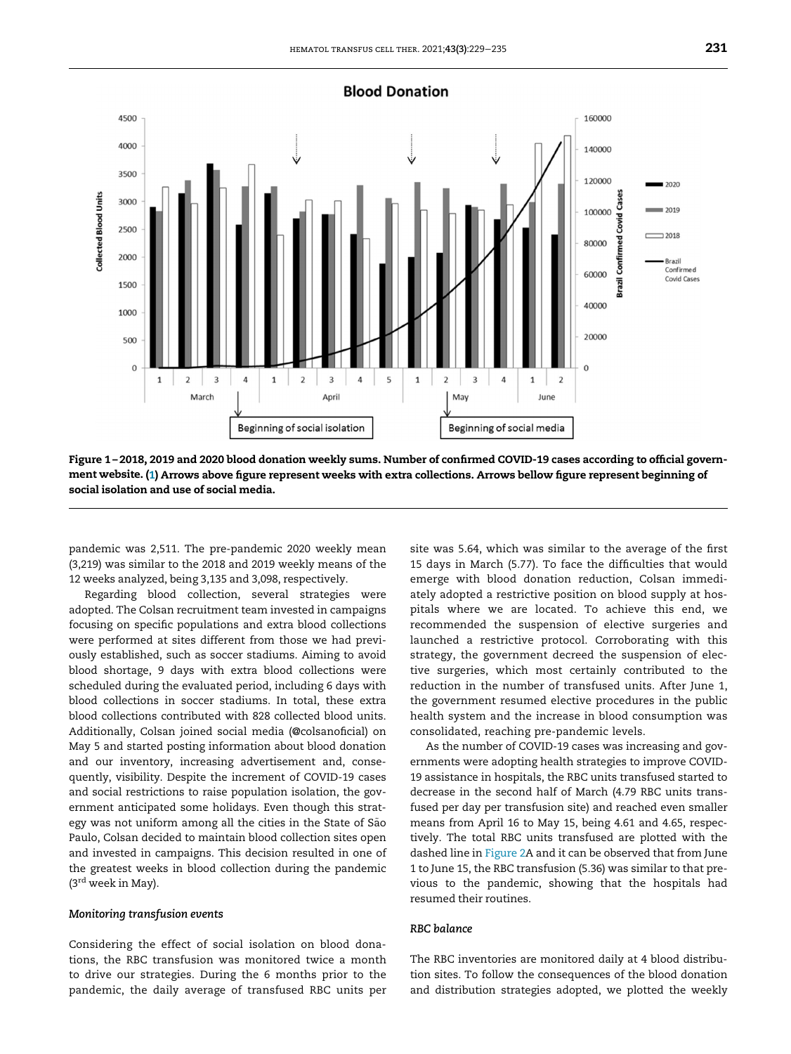Figure 1 – 2018, 2019 and 2020 blood donation weekly sums. Number of confirmed COVID-19 cases according to official government website. (1) Arrows above figure represent weeks with extra collections. Arrows bellow figure represent beginning of social isolation and use of social media.

pandemic was 2,511. The pre-pandemic 2020 weekly mean (3,219) was similar to the 2018 and 2019 weekly means of the 12 weeks analyzed, being 3,135 and 3,098, respectively.

Regarding blood collection, several strategies were adopted. The Colsan recruitment team invested in campaigns focusing on specific populations and extra blood collections were performed at sites different from those we had previously established, such as soccer stadiums. Aiming to avoid blood shortage, 9 days with extra blood collections were scheduled during the evaluated period, including 6 days with blood collections in soccer stadiums. In total, these extra blood collections contributed with 828 collected blood units. Additionally, Colsan joined social media (@colsanoficial) on May 5 and started posting information about blood donation and our inventory, increasing advertisement and, consequently, visibility. Despite the increment of COVID-19 cases and social restrictions to raise population isolation, the government anticipated some holidays. Even though this strategy was not uniform among all the cities in the State of São Paulo, Colsan decided to maintain blood collection sites open and invested in campaigns. This decision resulted in one of the greatest weeks in blood collection during the pandemic (3rd week in May).

*Monitoring transfusion events*

Considering the effect of social isolation on blood donations, the RBC transfusion was monitored twice a month to drive our strategies. During the 6 months prior to the pandemic, the daily average of transfused RBC units per site was 5.64, which was similar to the average of the first 15 days in March (5.77). To face the difficulties that would emerge with blood donation reduction, Colsan immediately adopted a restrictive position on blood supply at hospitals where we are located. To achieve this end, we recommended the suspension of elective surgeries and launched a restrictive protocol. Corroborating with this strategy, the government decreed the suspension of elective surgeries, which most certainly contributed to the reduction in the number of transfused units. After June 1, the government resumed elective procedures in the public health system and the increase in blood consumption was consolidated, reaching pre-pandemic levels.

As the number of COVID-19 cases was increasing and governments were adopting health strategies to improve COVID-19 assistance in hospitals, the RBC units transfused started to decrease in the second half of March (4.79 RBC units transfused per day per transfusion site) and reached even smaller means from April 16 to May 15, being 4.61 and 4.65, respectively. The total RBC units transfused are plotted with the dashed line in Figure 2A and it can be observed that from June 1 to June 15, the RBC transfusion (5.36) was similar to that previous to the pandemic, showing that the hospitals had resumed their routines.

*RBC balance*

The RBC inventories are monitored daily at 4 blood distribution sites. To follow the consequences of the blood donation and distribution strategies adopted, we plotted the weekly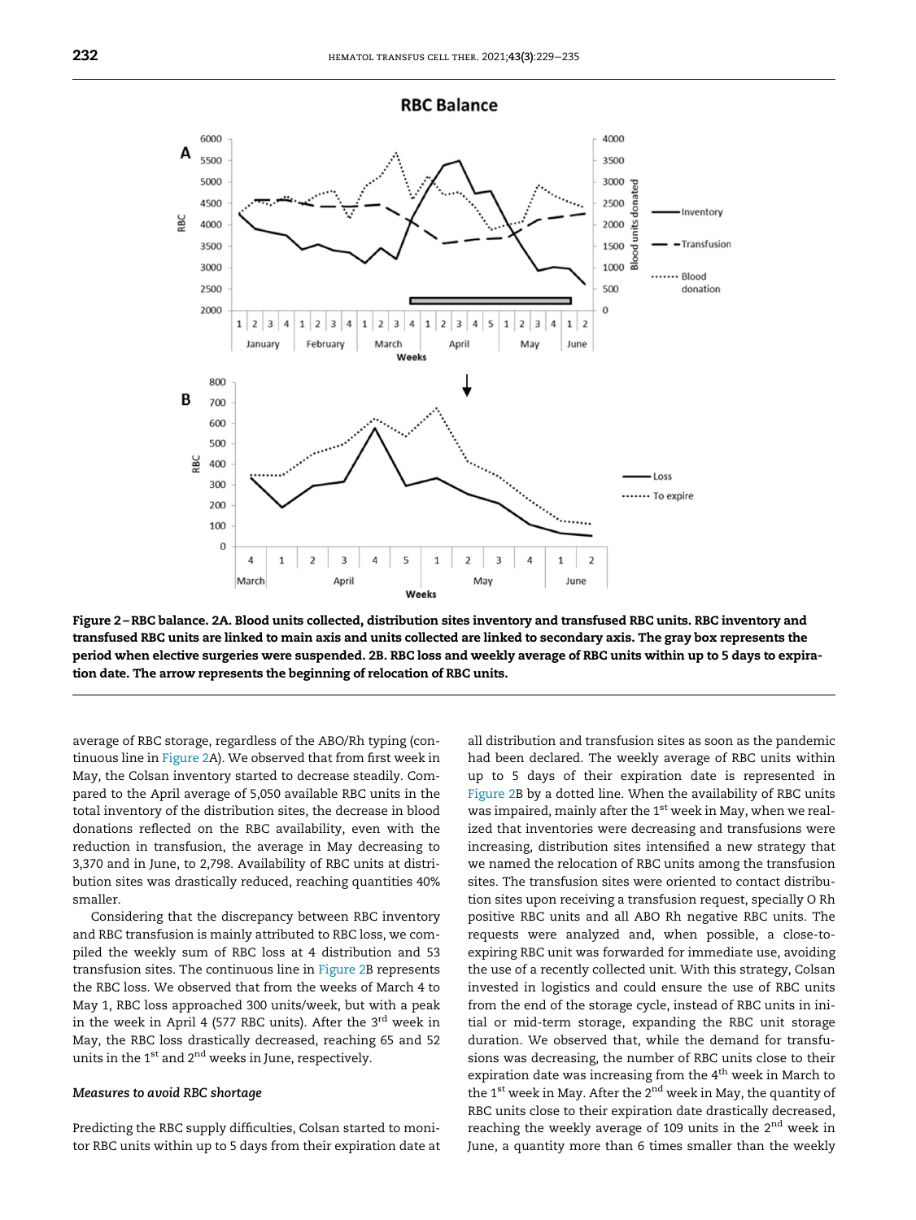Figure 2 – RBC balance. 2A. Blood units collected, distribution sites inventory and transfused RBC units. RBC inventory and transfused RBC units are linked to main axis and units collected are linked to secondary axis. The gray box represents the period when elective surgeries were suspended. 2B. RBC loss and weekly average of RBC units within up to 5 days to expiration date. The arrow represents the beginning of relocation of RBC units.

average of RBC storage, regardless of the ABO/Rh typing (continuous line in Figure 2A). We observed that from first week in May, the Colsan inventory started to decrease steadily. Compared to the April average of 5,050 available RBC units in the total inventory of the distribution sites, the decrease in blood donations reflected on the RBC availability, even with the reduction in transfusion, the average in May decreasing to 3,370 and in June, to 2,798. Availability of RBC units at distribution sites was drastically reduced, reaching quantities 40% smaller.

Considering that the discrepancy between RBC inventory and RBC transfusion is mainly attributed to RBC loss, we compiled the weekly sum of RBC loss at 4 distribution and 53 transfusion sites. The continuous line in Figure 2B represents the RBC loss. We observed that from the weeks of March 4 to May 1, RBC loss approached 300 units/week, but with a peak in the week in April 4 (577 RBC units). After the 3rd week in May, the RBC loss drastically decreased, reaching 65 and 52 units in the 1st and 2nd weeks in June, respectively.

### *Measures to avoid RBC shortage*

Predicting the RBC supply difficulties, Colsan started to monitor RBC units within up to 5 days from their expiration date at all distribution and transfusion sites as soon as the pandemic had been declared. The weekly average of RBC units within up to 5 days of their expiration date is represented in Figure 2B by a dotted line. When the availability of RBC units was impaired, mainly after the 1st week in May, when we realized that inventories were decreasing and transfusions were increasing, distribution sites intensified a new strategy that we named the relocation of RBC units among the transfusion sites. The transfusion sites were oriented to contact distribution sites upon receiving a transfusion request, specially O Rh positive RBC units and all ABO Rh negative RBC units. The requests were analyzed and, when possible, a close-to-expiring RBC unit was forwarded for immediate use, avoiding the use of a recently collected unit. With this strategy, Colsan invested in logistics and could ensure the use of RBC units from the end of the storage cycle, instead of RBC units in initial or mid-term storage, expanding the RBC unit storage duration. We observed that, while the demand for transfusions was decreasing, the number of RBC units close to their expiration date was increasing from the 4th week in March to the 1st week in May. After the 2nd week in May, the quantity of RBC units close to their expiration date drastically decreased, reaching the weekly average of 109 units in the 2nd week in June, a quantity more than 6 times smaller than the weekly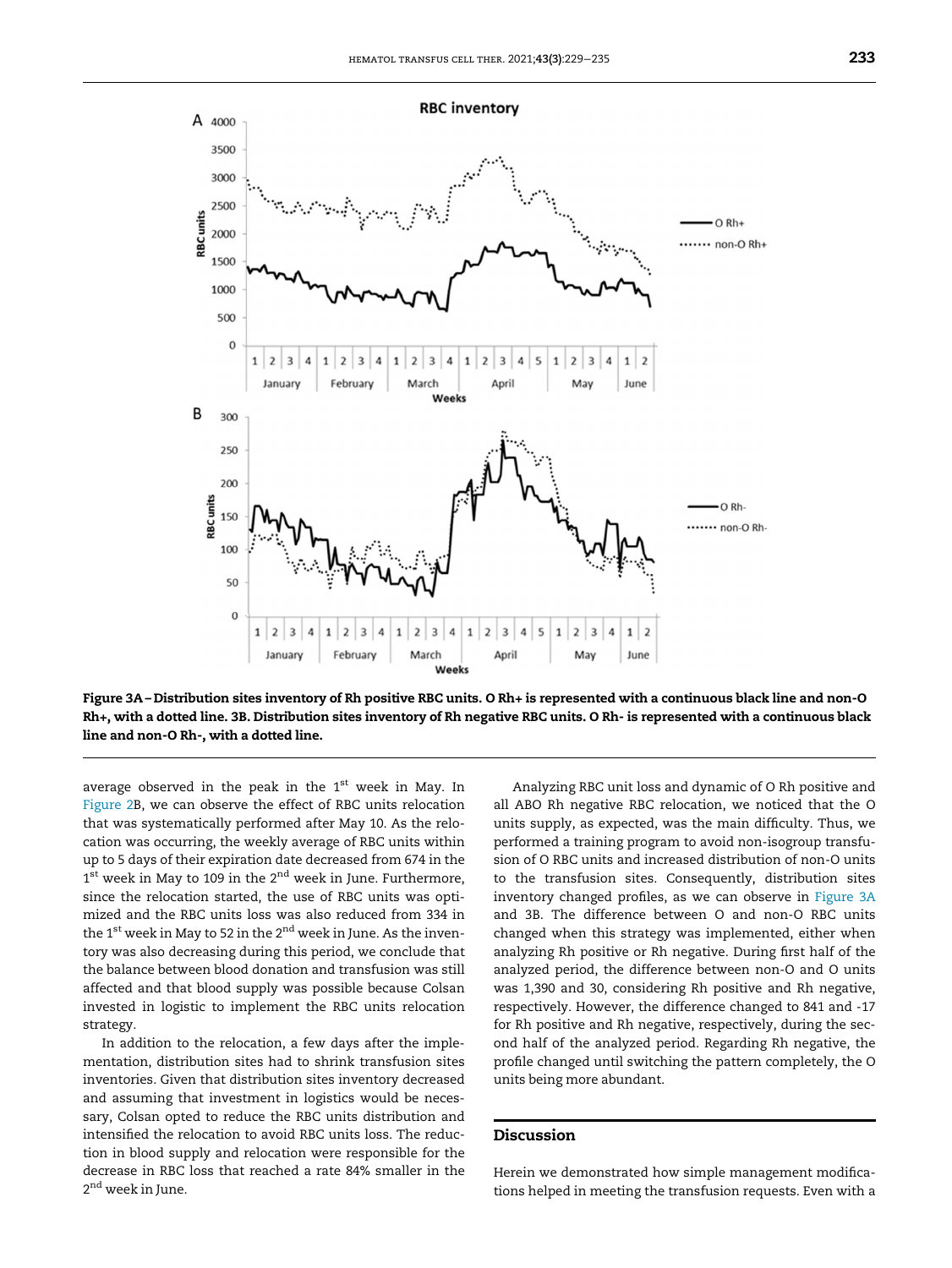Figure 3A – Distribution sites inventory of Rh positive RBC units. O Rh+ is represented with a continuous black line and non-O Rh+, with a dotted line. 3B. Distribution sites inventory of Rh negative RBC units. O Rh- is represented with a continuous black line and non-O Rh-, with a dotted line.

average observed in the peak in the 1st week in May. In Figure 2B, we can observe the effect of RBC units relocation that was systematically performed after May 10. As the relocation was occurring, the weekly average of RBC units within up to 5 days of their expiration date decreased from 674 in the 1st week in May to 109 in the 2nd week in June. Furthermore, since the relocation started, the use of RBC units was optimized and the RBC units loss was also reduced from 334 in the 1st week in May to 52 in the 2nd week in June. As the inventory was also decreasing during this period, we conclude that the balance between blood donation and transfusion was still affected and that blood supply was possible because Colsan invested in logistic to implement the RBC units relocation strategy.

In addition to the relocation, a few days after the implementation, distribution sites had to shrink transfusion sites inventories. Given that distribution sites inventory decreased and assuming that investment in logistics would be necessary, Colsan opted to reduce the RBC units distribution and intensified the relocation to avoid RBC units loss. The reduction in blood supply and relocation were responsible for the decrease in RBC loss that reached a rate 84% smaller in the 2nd week in June.

Analyzing RBC unit loss and dynamic of O Rh positive and all ABO Rh negative RBC relocation, we noticed that the O units supply, as expected, was the main difficulty. Thus, we performed a training program to avoid non-isogroup transfusion of O RBC units and increased distribution of non-O units to the transfusion sites. Consequently, distribution sites inventory changed profiles, as we can observe in Figure 3A and 3B. The difference between O and non-O RBC units changed when this strategy was implemented, either when analyzing Rh positive or Rh negative. During first half of the analyzed period, the difference between non-O and O units was 1,390 and 30, considering Rh positive and Rh negative, respectively. However, the difference changed to 841 and -17 for Rh positive and Rh negative, respectively, during the second half of the analyzed period. Regarding Rh negative, the profile changed until switching the pattern completely, the O units being more abundant.

## Discussion

Herein we demonstrated how simple management modifications helped in meeting the transfusion requests. Even with a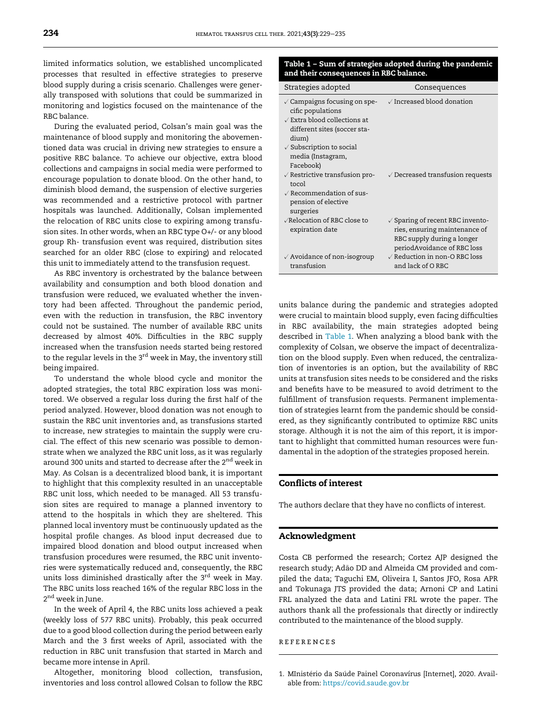limited informatics solution, we established uncomplicated processes that resulted in effective strategies to preserve blood supply during a crisis scenario. Challenges were generally transposed with solutions that could be summarized in monitoring and logistics focused on the maintenance of the RBC balance.

During the evaluated period, Colsan's main goal was the maintenance of blood supply and monitoring the abovementioned data was crucial in driving new strategies to ensure a positive RBC balance. To achieve our objective, extra blood collections and campaigns in social media were performed to encourage population to donate blood. On the other hand, to diminish blood demand, the suspension of elective surgeries was recommended and a restrictive protocol with partner hospitals was launched. Additionally, Colsan implemented the relocation of RBC units close to expiring among transfusion sites. In other words, when an RBC type O+/- or any blood group Rh- transfusion event was required, distribution sites searched for an older RBC (close to expiring) and relocated this unit to immediately attend to the transfusion request.

As RBC inventory is orchestrated by the balance between availability and consumption and both blood donation and transfusion were reduced, we evaluated whether the inventory had been affected. Throughout the pandemic period, even with the reduction in transfusion, the RBC inventory could not be sustained. The number of available RBC units decreased by almost 40%. Difficulties in the RBC supply increased when the transfusion needs started being restored to the regular levels in the 3rd week in May, the inventory still being impaired.

To understand the whole blood cycle and monitor the adopted strategies, the total RBC expiration loss was monitored. We observed a regular loss during the first half of the period analyzed. However, blood donation was not enough to sustain the RBC unit inventories and, as transfusions started to increase, new strategies to maintain the supply were crucial. The effect of this new scenario was possible to demonstrate when we analyzed the RBC unit loss, as it was regularly around 300 units and started to decrease after the 2nd week in May. As Colsan is a decentralized blood bank, it is important to highlight that this complexity resulted in an unacceptable RBC unit loss, which needed to be managed. All 53 transfusion sites are required to manage a planned inventory to attend to the hospitals in which they are sheltered. This planned local inventory must be continuously updated as the hospital profile changes. As blood input decreased due to impaired blood donation and blood output increased when transfusion procedures were resumed, the RBC unit inventories were systematically reduced and, consequently, the RBC units loss diminished drastically after the 3rd week in May. The RBC units loss reached 16% of the regular RBC loss in the 2nd week in June.

In the week of April 4, the RBC units loss achieved a peak (weekly loss of 577 RBC units). Probably, this peak occurred due to a good blood collection during the period between early March and the 3 first weeks of April, associated with the reduction in RBC unit transfusion that started in March and became more intense in April.

Altogether, monitoring blood collection, transfusion, inventories and loss control allowed Colsan to follow the RBC units balance during the pandemic and strategies adopted were crucial to maintain blood supply, even facing difficulties in RBC availability, the main strategies adopted being described in Table 1. When analyzing a blood bank with the complexity of Colsan, we observe the impact of decentralization on the blood supply. Even when reduced, the centralization of inventories is an option, but the availability of RBC units at transfusion sites needs to be considered and the risks and benefits have to be measured to avoid detriment to the fulfillment of transfusion requests. Permanent implementation of strategies learnt from the pandemic should be considered, as they significantly contributed to optimize RBC units storage. Although it is not the aim of this report, it is important to highlight that committed human resources were fundamental in the adoption of the strategies proposed herein.

**Table 1 – Sum of strategies adopted during the pandemic and their consequences in RBC balance.**

| Strategies adopted | Consequences |
|---|---|
| √ Campaigns focusing on specific populations<br>√ Extra blood collections at different sites (soccer stadium)<br>√ Subscription to social media (Instagram, Facebook) | √ Increased blood donation |
| √ Restrictive transfusion protocol<br>√ Recommendation of suspension of elective surgeries | √ Decreased transfusion requests |
| √Relocation of RBC close to expiration date | √ Sparing of recent RBC inventories, ensuring maintenance of RBC supply during a longer periodAvoidance of RBC loss |
| √ Avoidance of non-isogroup transfusion | √ Reduction in non-O RBC loss and lack of O RBC |

## Conflicts of interest

The authors declare that they have no conflicts of interest.

## Acknowledgment

Costa CB performed the research; Cortez AJP designed the research study; Adão DD and Almeida CM provided and compiled the data; Taguchi EM, Oliveira I, Santos JFO, Rosa APR and Tokunaga JTS provided the data; Arnoni CP and Latini FRL analyzed the data and Latini FRL wrote the paper. The authors thank all the professionals that directly or indirectly contributed to the maintenance of the blood supply.

## REFERENCES

1. MInistério da Saúde Painel Coronavírus [Internet], 2020. Available from: https://covid.saude.gov.br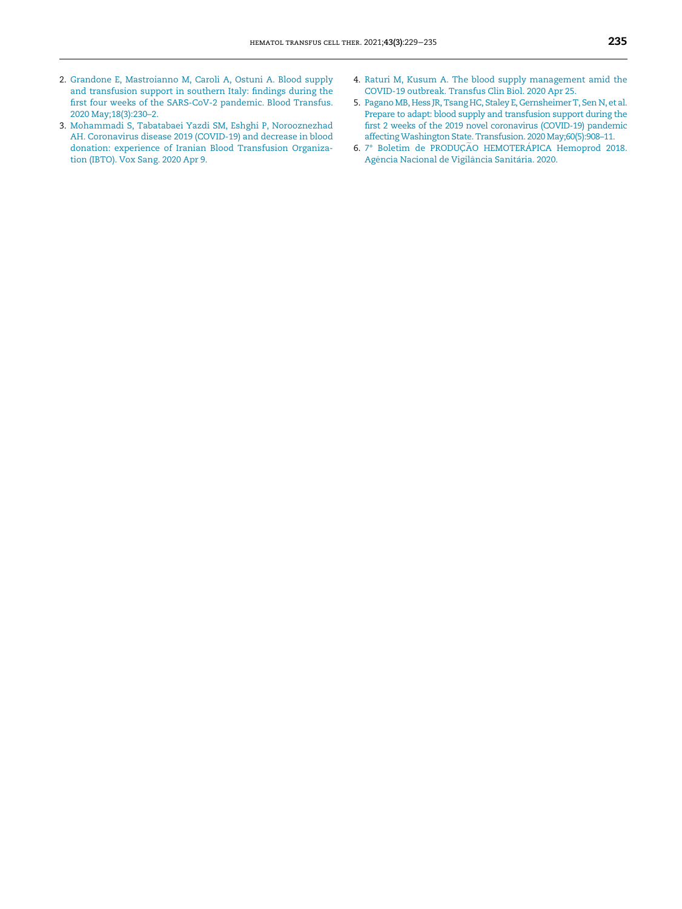2. Grandone E, Mastroianno M, Caroli A, Ostuni A. Blood supply and transfusion support in southern Italy: findings during the first four weeks of the SARS-CoV-2 pandemic. Blood Transfus. 2020 May;18(3):230–2.
3. Mohammadi S, Tabatabaei Yazdi SM, Eshghi P, Norooznezhad AH. Coronavirus disease 2019 (COVID-19) and decrease in blood donation: experience of Iranian Blood Transfusion Organization (IBTO). Vox Sang. 2020 Apr 9.
4. Raturi M, Kusum A. The blood supply management amid the COVID-19 outbreak. Transfus Clin Biol. 2020 Apr 25.
5. Pagano MB, Hess JR, Tsang HC, Staley E, Gernsheimer T, Sen N, et al. Prepare to adapt: blood supply and transfusion support during the first 2 weeks of the 2019 novel coronavirus (COVID-19) pandemic affecting Washington State. Transfusion. 2020 May;60(5):908–11.
6. 7° Boletim de PRODUÇÃO HEMOTERÁPICA Hemoprod 2018. Agência Nacional de Vigilância Sanitária. 2020.